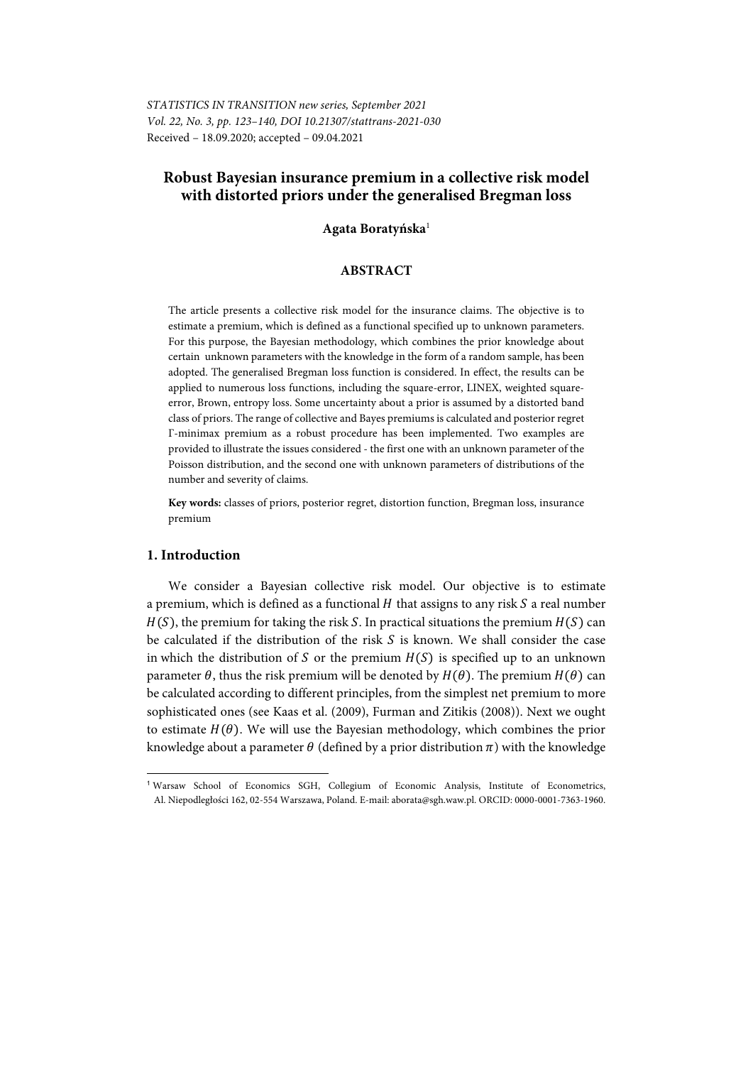*STATISTICS IN TRANSITION new series, September 2021*
*Vol. 22, No. 3, pp. 123–140, DOI 10.21307/stattrans-2021-030*
Received – 18.09.2020; accepted – 09.04.2021

# Robust Bayesian insurance premium in a collective risk model with distorted priors under the generalised Bregman loss

**Agata Boratyńska**[1]

## ABSTRACT

The article presents a collective risk model for the insurance claims. The objective is to estimate a premium, which is defined as a functional specified up to unknown parameters. For this purpose, the Bayesian methodology, which combines the prior knowledge about certain unknown parameters with the knowledge in the form of a random sample, has been adopted. The generalised Bregman loss function is considered. In effect, the results can be applied to numerous loss functions, including the square-error, LINEX, weighted square-error, Brown, entropy loss. Some uncertainty about a prior is assumed by a distorted band class of priors. The range of collective and Bayes premiums is calculated and posterior regret Γ-minimax premium as a robust procedure has been implemented. Two examples are provided to illustrate the issues considered - the first one with an unknown parameter of the Poisson distribution, and the second one with unknown parameters of distributions of the number and severity of claims.

**Key words:** classes of priors, posterior regret, distortion function, Bregman loss, insurance premium

## 1. Introduction

We consider a Bayesian collective risk model. Our objective is to estimate a premium, which is defined as a functional $H$ that assigns to any risk $S$ a real number $H(S)$, the premium for taking the risk $S$. In practical situations the premium $H(S)$ can be calculated if the distribution of the risk $S$ is known. We shall consider the case in which the distribution of $S$ or the premium $H(S)$ is specified up to an unknown parameter $\theta$, thus the risk premium will be denoted by $H(\theta)$. The premium $H(\theta)$ can be calculated according to different principles, from the simplest net premium to more sophisticated ones (see Kaas et al. (2009), Furman and Zitikis (2008)). Next we ought to estimate $H(\theta)$. We will use the Bayesian methodology, which combines the prior knowledge about a parameter $\theta$ (defined by a prior distribution $\pi$) with the knowledge

[1] Warsaw School of Economics SGH, Collegium of Economic Analysis, Institute of Econometrics, Al. Niepodległości 162, 02-554 Warszawa, Poland. E-mail: aborata@sgh.waw.pl. ORCID: 0000-0001-7363-1960.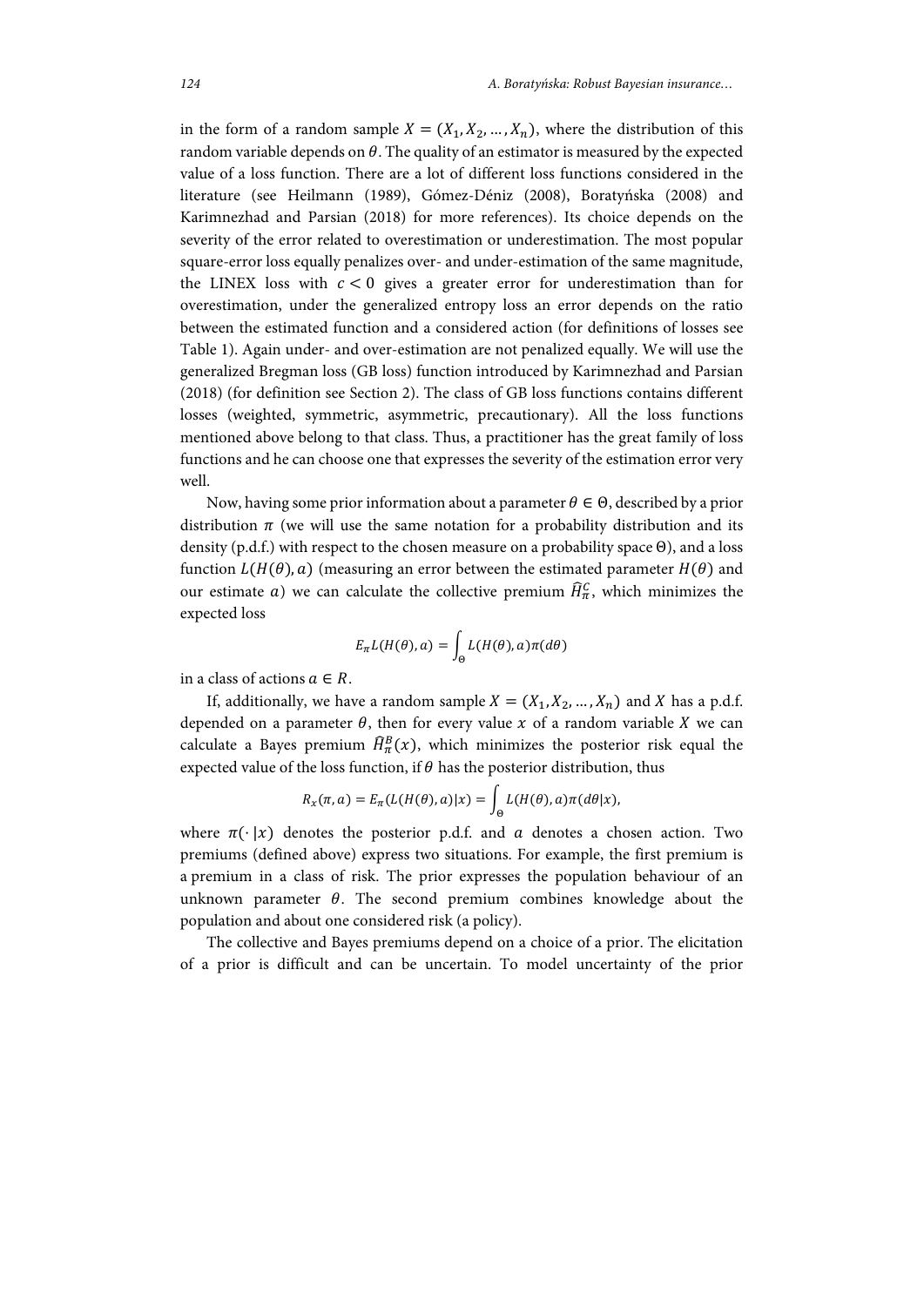in the form of a random sample $X = (X_1, X_2, \ldots, X_n)$, where the distribution of this random variable depends on $\theta$. The quality of an estimator is measured by the expected value of a loss function. There are a lot of different loss functions considered in the literature (see Heilmann (1989), Gómez-Déniz (2008), Boratyńska (2008) and Karimnezhad and Parsian (2018) for more references). Its choice depends on the severity of the error related to overestimation or underestimation. The most popular square-error loss equally penalizes over- and under-estimation of the same magnitude, the LINEX loss with $c < 0$ gives a greater error for underestimation than for overestimation, under the generalized entropy loss an error depends on the ratio between the estimated function and a considered action (for definitions of losses see Table 1). Again under- and over-estimation are not penalized equally. We will use the generalized Bregman loss (GB loss) function introduced by Karimnezhad and Parsian (2018) (for definition see Section 2). The class of GB loss functions contains different losses (weighted, symmetric, asymmetric, precautionary). All the loss functions mentioned above belong to that class. Thus, a practitioner has the great family of loss functions and he can choose one that expresses the severity of the estimation error very well.

Now, having some prior information about a parameter $\theta \in \Theta$, described by a prior distribution $\pi$ (we will use the same notation for a probability distribution and its density (p.d.f.) with respect to the chosen measure on a probability space $\Theta$), and a loss function $L(H(\theta), a)$ (measuring an error between the estimated parameter $H(\theta)$ and our estimate $a$) we can calculate the collective premium $\widehat{H}_\pi^C$, which minimizes the expected loss

$$E_\pi L(H(\theta), a) = \int_\Theta L(H(\theta), a)\pi(d\theta)$$

in a class of actions $a \in R$.

If, additionally, we have a random sample $X = (X_1, X_2, \ldots, X_n)$ and $X$ has a p.d.f. depended on a parameter $\theta$, then for every value $x$ of a random variable $X$ we can calculate a Bayes premium $\widehat{H}_\pi^B(x)$, which minimizes the posterior risk equal the expected value of the loss function, if $\theta$ has the posterior distribution, thus

$$R_x(\pi, a) = E_\pi(L(H(\theta), a)|x) = \int_\Theta L(H(\theta), a)\pi(d\theta|x),$$

where $\pi(\cdot|x)$ denotes the posterior p.d.f. and $a$ denotes a chosen action. Two premiums (defined above) express two situations. For example, the first premium is a premium in a class of risk. The prior expresses the population behaviour of an unknown parameter $\theta$. The second premium combines knowledge about the population and about one considered risk (a policy).

The collective and Bayes premiums depend on a choice of a prior. The elicitation of a prior is difficult and can be uncertain. To model uncertainty of the prior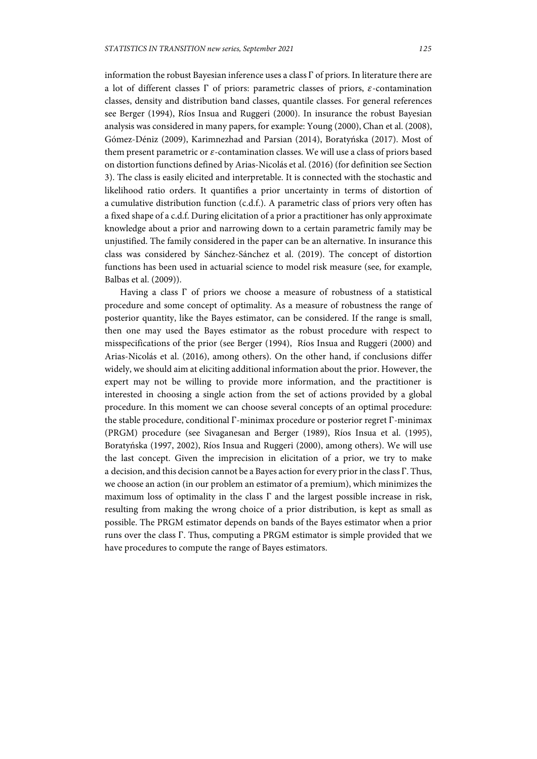information the robust Bayesian inference uses a class $\Gamma$ of priors. In literature there are a lot of different classes $\Gamma$ of priors: parametric classes of priors, $\varepsilon$-contamination classes, density and distribution band classes, quantile classes. For general references see Berger (1994), Ríos Insua and Ruggeri (2000). In insurance the robust Bayesian analysis was considered in many papers, for example: Young (2000), Chan et al. (2008), Gómez-Déniz (2009), Karimnezhad and Parsian (2014), Boratyńska (2017). Most of them present parametric or $\varepsilon$-contamination classes. We will use a class of priors based on distortion functions defined by Arias-Nicolás et al. (2016) (for definition see Section 3). The class is easily elicited and interpretable. It is connected with the stochastic and likelihood ratio orders. It quantifies a prior uncertainty in terms of distortion of a cumulative distribution function (c.d.f.). A parametric class of priors very often has a fixed shape of a c.d.f. During elicitation of a prior a practitioner has only approximate knowledge about a prior and narrowing down to a certain parametric family may be unjustified. The family considered in the paper can be an alternative. In insurance this class was considered by Sánchez-Sánchez et al. (2019). The concept of distortion functions has been used in actuarial science to model risk measure (see, for example, Balbas et al. (2009)).

Having a class $\Gamma$ of priors we choose a measure of robustness of a statistical procedure and some concept of optimality. As a measure of robustness the range of posterior quantity, like the Bayes estimator, can be considered. If the range is small, then one may used the Bayes estimator as the robust procedure with respect to misspecifications of the prior (see Berger (1994), Ríos Insua and Ruggeri (2000) and Arias-Nicolás et al. (2016), among others). On the other hand, if conclusions differ widely, we should aim at eliciting additional information about the prior. However, the expert may not be willing to provide more information, and the practitioner is interested in choosing a single action from the set of actions provided by a global procedure. In this moment we can choose several concepts of an optimal procedure: the stable procedure, conditional $\Gamma$-minimax procedure or posterior regret $\Gamma$-minimax (PRGM) procedure (see Sivaganesan and Berger (1989), Ríos Insua et al. (1995), Boratyńska (1997, 2002), Ríos Insua and Ruggeri (2000), among others). We will use the last concept. Given the imprecision in elicitation of a prior, we try to make a decision, and this decision cannot be a Bayes action for every prior in the class $\Gamma$. Thus, we choose an action (in our problem an estimator of a premium), which minimizes the maximum loss of optimality in the class $\Gamma$ and the largest possible increase in risk, resulting from making the wrong choice of a prior distribution, is kept as small as possible. The PRGM estimator depends on bands of the Bayes estimator when a prior runs over the class $\Gamma$. Thus, computing a PRGM estimator is simple provided that we have procedures to compute the range of Bayes estimators.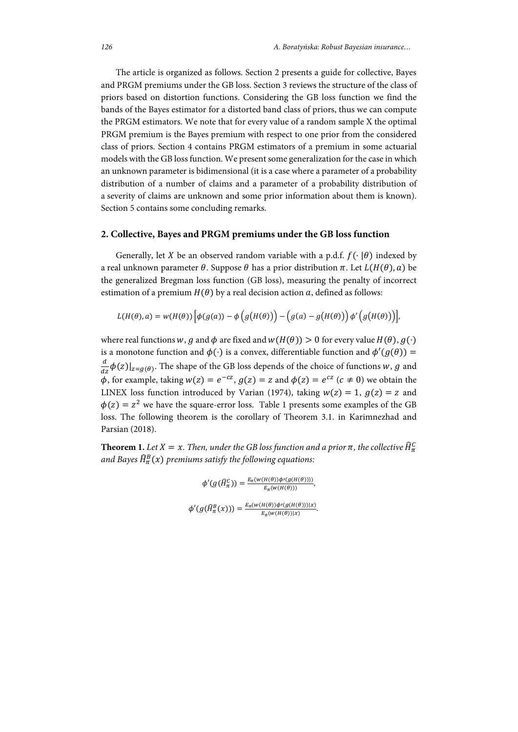The article is organized as follows. Section 2 presents a guide for collective, Bayes and PRGM premiums under the GB loss. Section 3 reviews the structure of the class of priors based on distortion functions. Considering the GB loss function we find the bands of the Bayes estimator for a distorted band class of priors, thus we can compute the PRGM estimators. We note that for every value of a random sample X the optimal PRGM premium is the Bayes premium with respect to one prior from the considered class of priors. Section 4 contains PRGM estimators of a premium in some actuarial models with the GB loss function. We present some generalization for the case in which an unknown parameter is bidimensional (it is a case where a parameter of a probability distribution of a number of claims and a parameter of a probability distribution of a severity of claims are unknown and some prior information about them is known). Section 5 contains some concluding remarks.

## 2. Collective, Bayes and PRGM premiums under the GB loss function

Generally, let $X$ be an observed random variable with a p.d.f. $f(\cdot\,|\theta)$ indexed by a real unknown parameter $\theta$. Suppose $\theta$ has a prior distribution $\pi$. Let $L(H(\theta), a)$ be the generalized Bregman loss function (GB loss), measuring the penalty of incorrect estimation of a premium $H(\theta)$ by a real decision action $a$, defined as follows:

$$L(H(\theta), a) = w(H(\theta))\left[\phi(g(a)) - \phi\left(g\big(H(\theta)\big)\right) - \left(g(a) - g\big(H(\theta)\big)\right)\phi'\left(g\big(H(\theta)\big)\right)\right],$$

where real functions $w$, $g$ and $\phi$ are fixed and $w(H(\theta)) > 0$ for every value $H(\theta)$, $g(\cdot)$ is a monotone function and $\phi(\cdot)$ is a convex, differentiable function and $\phi'(g(\theta)) = \frac{d}{dz}\phi(z)|_{z=g(\theta)}$. The shape of the GB loss depends of the choice of functions $w$, $g$ and $\phi$, for example, taking $w(z) = e^{-cz}$, $g(z) = z$ and $\phi(z) = e^{cz}$ $(c \neq 0)$ we obtain the LINEX loss function introduced by Varian (1974), taking $w(z) = 1$, $g(z) = z$ and $\phi(z) = z^2$ we have the square-error loss. Table 1 presents some examples of the GB loss. The following theorem is the corollary of Theorem 3.1. in Karimnezhad and Parsian (2018).

**Theorem 1.** *Let $X = x$. Then, under the GB loss function and a prior $\pi$, the collective $\widehat{H}_\pi^C$ and Bayes $\widehat{H}_\pi^B(x)$ premiums satisfy the following equations:*

$$\phi'(g(\widehat{H}_\pi^C)) = \frac{E_\pi(w(H(\theta))\phi'(g(H(\theta))))}{E_\pi(w(H(\theta)))},$$

$$\phi'(g(\widehat{H}_\pi^B(x))) = \frac{E_\pi(w(H(\theta))\phi'(g(H(\theta)))|x)}{E_\pi(w(H(\theta))|x)}.$$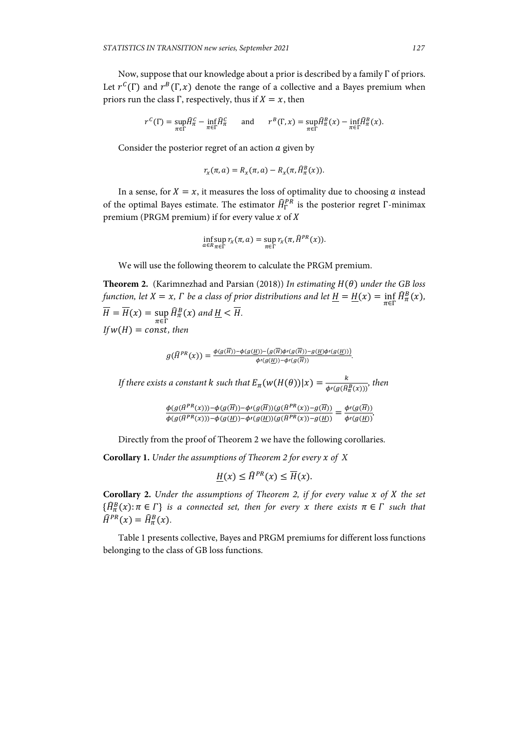Now, suppose that our knowledge about a prior is described by a family $\Gamma$ of priors. Let $r^C(\Gamma)$ and $r^B(\Gamma, x)$ denote the range of a collective and a Bayes premium when priors run the class $\Gamma$, respectively, thus if $X = x$, then

$$r^C(\Gamma) = \sup_{\pi\in\Gamma}\widehat{H}_\pi^C - \inf_{\pi\in\Gamma}\widehat{H}_\pi^C \qquad \text{and} \qquad r^B(\Gamma, x) = \sup_{\pi\in\Gamma}\widehat{H}_\pi^B(x) - \inf_{\pi\in\Gamma}\widehat{H}_\pi^B(x).$$

Consider the posterior regret of an action $a$ given by

$$r_x(\pi, a) = R_x(\pi, a) - R_x(\pi, \widehat{H}_\pi^B(x)).$$

In a sense, for $X = x$, it measures the loss of optimality due to choosing $a$ instead of the optimal Bayes estimate. The estimator $\widehat{H}_\Gamma^{PR}$ is the posterior regret $\Gamma$-minimax premium (PRGM premium) if for every value $x$ of $X$

$$\inf_{a\in R}\sup_{\pi\in\Gamma} r_x(\pi, a) = \sup_{\pi\in\Gamma} r_x(\pi, \widehat{H}^{PR}(x)).$$

We will use the following theorem to calculate the PRGM premium.

**Theorem 2.** (Karimnezhad and Parsian (2018)) *In estimating $H(\theta)$ under the GB loss function, let $X = x$, $\Gamma$ be a class of prior distributions and let $\underline{H} = \underline{H}(x) = \inf_{\pi\in\Gamma}\widehat{H}_\pi^B(x)$, $\overline{H} = \overline{H}(x) = \sup_{\pi\in\Gamma}\widehat{H}_\pi^B(x)$ and $\underline{H} < \overline{H}$.*
*If $w(H) = const$, then*

$$g(\widehat{H}^{PR}(x)) = \frac{\phi(g(\overline{H})) - \phi(g(\underline{H})) - \left(g(\overline{H})\phi'(g(\overline{H})) - g(\underline{H})\phi'(g(\underline{H}))\right)}{\phi'(g(\underline{H})) - \phi'(g(\overline{H}))}.$$

*If there exists a constant $k$ such that $E_\pi(w(H(\theta))|x) = \frac{k}{\phi'(g(\widehat{H}_\pi^B(x)))}$, then*

$$\frac{\phi(g(\widehat{H}^{PR}(x))) - \phi(g(\overline{H})) - \phi'(g(\overline{H}))(g(\widehat{H}^{PR}(x)) - g(\overline{H}))}{\phi(g(\widehat{H}^{PR}(x))) - \phi(g(\underline{H})) - \phi'(g(\underline{H}))(g(\widehat{H}^{PR}(x)) - g(\underline{H}))} = \frac{\phi'(g(\overline{H}))}{\phi'(g(\underline{H}))}.$$

Directly from the proof of Theorem 2 we have the following corollaries.

**Corollary 1.** *Under the assumptions of Theorem 2 for every $x$ of $X$*

$$\underline{H}(x) \leq \widehat{H}^{PR}(x) \leq \overline{H}(x).$$

**Corollary 2.** *Under the assumptions of Theorem 2, if for every value $x$ of $X$ the set $\{\widehat{H}_\pi^B(x) : \pi \in \Gamma\}$ is a connected set, then for every $x$ there exists $\pi \in \Gamma$ such that $\widehat{H}^{PR}(x) = \widehat{H}_\pi^B(x)$.*

Table 1 presents collective, Bayes and PRGM premiums for different loss functions belonging to the class of GB loss functions.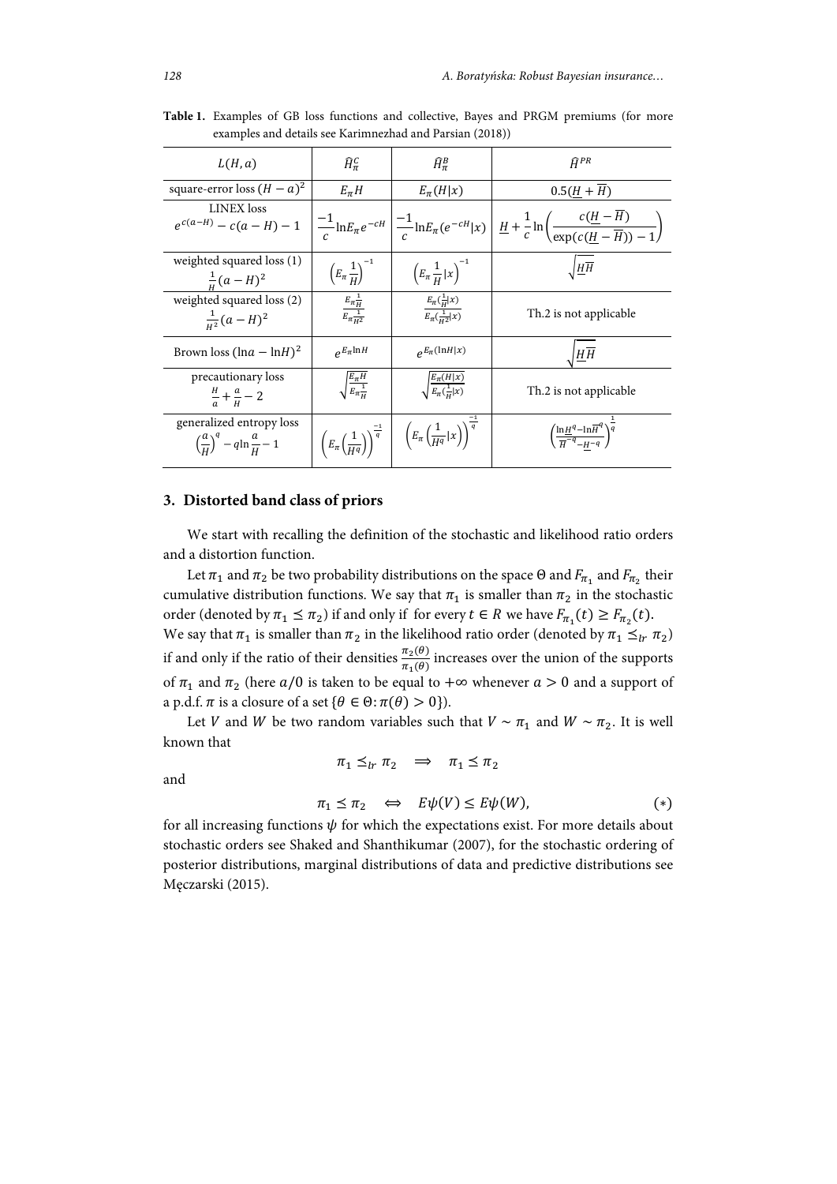**Table 1.** Examples of GB loss functions and collective, Bayes and PRGM premiums (for more examples and details see Karimnezhad and Parsian (2018))

| $L(H,a)$ | $\widehat{H}^C_\pi$ | $\widehat{H}^B_\pi$ | $\widehat{H}^{PR}$ |
|---|---|---|---|
| square-error loss $(H-a)^2$ | $E_\pi H$ | $E_\pi(H\|x)$ | $0.5(\underline{H}+\overline{H})$ |
| LINEX loss $e^{c(a-H)}-c(a-H)-1$ | $\frac{-1}{c}\ln E_\pi e^{-cH}$ | $\frac{-1}{c}\ln E_\pi(e^{-cH}\|x)$ | $\underline{H}+\frac{1}{c}\ln\left(\frac{c(\underline{H}-\overline{H})}{\exp(c(\underline{H}-\overline{H}))-1}\right)$ |
| weighted squared loss (1) $\frac{1}{H}(a-H)^2$ | $\left(E_\pi\frac{1}{H}\right)^{-1}$ | $\left(E_\pi\frac{1}{H}\|x\right)^{-1}$ | $\sqrt{\underline{H}\overline{H}}$ |
| weighted squared loss (2) $\frac{1}{H^2}(a-H)^2$ | $\frac{E_\pi\frac{1}{H}}{E_\pi\frac{1}{H^2}}$ | $\frac{E_\pi(\frac{1}{H}\|x)}{E_\pi(\frac{1}{H^2}\|x)}$ | Th.2 is not applicable |
| Brown loss $(\ln a-\ln H)^2$ | $e^{E_\pi \ln H}$ | $e^{E_\pi(\ln H\|x)}$ | $\sqrt{\underline{H}\overline{H}}$ |
| precautionary loss $\frac{H}{a}+\frac{a}{H}-2$ | $\sqrt{\frac{E_\pi H}{E_\pi\frac{1}{H}}}$ | $\sqrt{\frac{E_\pi(H\|x)}{E_\pi(\frac{1}{H}\|x)}}$ | Th.2 is not applicable |
| generalized entropy loss $\left(\frac{a}{H}\right)^q-q\ln\frac{a}{H}-1$ | $\left(E_\pi\left(\frac{1}{H^q}\right)\right)^{\frac{-1}{q}}$ | $\left(E_\pi\left(\frac{1}{H^q}\|x\right)\right)^{\frac{-1}{q}}$ | $\left(\frac{\ln\underline{H}^q-\ln\overline{H}^q}{\overline{H}^{-q}-\underline{H}^{-q}}\right)^{\frac{1}{q}}$ |

## 3. Distorted band class of priors

We start with recalling the definition of the stochastic and likelihood ratio orders and a distortion function.

Let $\pi_1$ and $\pi_2$ be two probability distributions on the space $\Theta$ and $F_{\pi_1}$ and $F_{\pi_2}$ their cumulative distribution functions. We say that $\pi_1$ is smaller than $\pi_2$ in the stochastic order (denoted by $\pi_1 \preceq \pi_2$) if and only if for every $t \in R$ we have $F_{\pi_1}(t) \geq F_{\pi_2}(t)$. We say that $\pi_1$ is smaller than $\pi_2$ in the likelihood ratio order (denoted by $\pi_1 \preceq_{lr} \pi_2$) if and only if the ratio of their densities $\frac{\pi_2(\theta)}{\pi_1(\theta)}$ increases over the union of the supports of $\pi_1$ and $\pi_2$ (here $a/0$ is taken to be equal to $+\infty$ whenever $a>0$ and a support of a p.d.f. $\pi$ is a closure of a set $\{\theta \in \Theta : \pi(\theta) > 0\}$).

Let $V$ and $W$ be two random variables such that $V \sim \pi_1$ and $W \sim \pi_2$. It is well known that

$$\pi_1 \preceq_{lr} \pi_2 \quad \Longrightarrow \quad \pi_1 \preceq \pi_2$$

and

$$\pi_1 \preceq \pi_2 \quad \Longleftrightarrow \quad E\psi(V) \leq E\psi(W), \tag{$*$}$$

for all increasing functions $\psi$ for which the expectations exist. For more details about stochastic orders see Shaked and Shanthikumar (2007), for the stochastic ordering of posterior distributions, marginal distributions of data and predictive distributions see Męczarski (2015).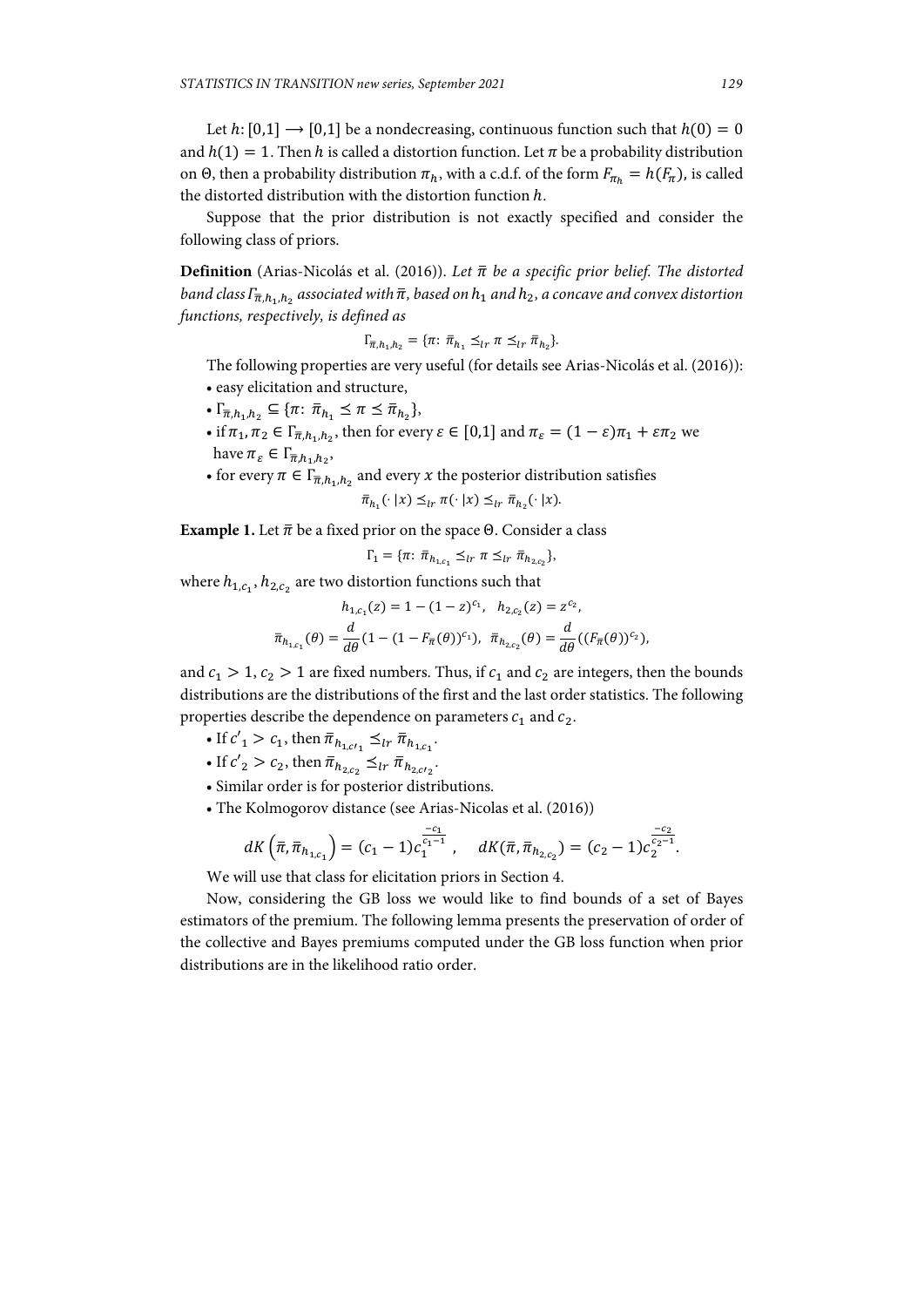Let $h: [0,1] \longrightarrow [0,1]$ be a nondecreasing, continuous function such that $h(0) = 0$ and $h(1) = 1$. Then $h$ is called a distortion function. Let $\pi$ be a probability distribution on $\Theta$, then a probability distribution $\pi_h$, with a c.d.f. of the form $F_{\pi_h} = h(F_\pi)$, is called the distorted distribution with the distortion function $h$.

Suppose that the prior distribution is not exactly specified and consider the following class of priors.

**Definition** (Arias-Nicolás et al. (2016)). *Let $\bar{\pi}$ be a specific prior belief. The distorted band class $\Gamma_{\bar{\pi},h_1,h_2}$ associated with $\bar{\pi}$, based on $h_1$ and $h_2$, a concave and convex distortion functions, respectively, is defined as*

$$\Gamma_{\bar{\pi},h_1,h_2} = \{\pi \colon \bar{\pi}_{h_1} \preceq_{lr} \pi \preceq_{lr} \bar{\pi}_{h_2}\}.$$

The following properties are very useful (for details see Arias-Nicolás et al. (2016)):

- easy elicitation and structure,
- $\Gamma_{\bar{\pi},h_1,h_2} \subseteq \{\pi \colon \bar{\pi}_{h_1} \preceq \pi \preceq \bar{\pi}_{h_2}\}$,
- if $\pi_1, \pi_2 \in \Gamma_{\bar{\pi},h_1,h_2}$, then for every $\varepsilon \in [0,1]$ and $\pi_\varepsilon = (1-\varepsilon)\pi_1 + \varepsilon\pi_2$ we have $\pi_\varepsilon \in \Gamma_{\bar{\pi},h_1,h_2}$,
- for every $\pi \in \Gamma_{\bar{\pi},h_1,h_2}$ and every $x$ the posterior distribution satisfies

$$\bar{\pi}_{h_1}(\cdot\,|x) \preceq_{lr} \pi(\cdot\,|x) \preceq_{lr} \bar{\pi}_{h_2}(\cdot\,|x).$$

**Example 1.** Let $\bar{\pi}$ be a fixed prior on the space $\Theta$. Consider a class

$$\Gamma_1 = \{\pi \colon \bar{\pi}_{h_{1,c_1}} \preceq_{lr} \pi \preceq_{lr} \bar{\pi}_{h_{2,c_2}}\},$$

where $h_{1,c_1}, h_{2,c_2}$ are two distortion functions such that

$$h_{1,c_1}(z) = 1 - (1-z)^{c_1}, \quad h_{2,c_2}(z) = z^{c_2},$$

$$\bar{\pi}_{h_{1,c_1}}(\theta) = \frac{d}{d\theta}(1 - (1 - F_{\bar{\pi}}(\theta))^{c_1}), \;\; \bar{\pi}_{h_{2,c_2}}(\theta) = \frac{d}{d\theta}((F_{\bar{\pi}}(\theta))^{c_2}),$$

and $c_1 > 1$, $c_2 > 1$ are fixed numbers. Thus, if $c_1$ and $c_2$ are integers, then the bounds distributions are the distributions of the first and the last order statistics. The following properties describe the dependence on parameters $c_1$ and $c_2$.

- If $c'_1 > c_1$, then $\bar{\pi}_{h_{1,c'_1}} \preceq_{lr} \bar{\pi}_{h_{1,c_1}}$.
- If $c'_2 > c_2$, then $\bar{\pi}_{h_{2,c_2}} \preceq_{lr} \bar{\pi}_{h_{2,c'_2}}$.
- Similar order is for posterior distributions.
- The Kolmogorov distance (see Arias-Nicolas et al. (2016))

$$dK\left(\bar{\pi}, \bar{\pi}_{h_{1,c_1}}\right) = (c_1 - 1)c_1^{\frac{-c_1}{c_1 - 1}}, \quad dK(\bar{\pi}, \bar{\pi}_{h_{2,c_2}}) = (c_2 - 1)c_2^{\frac{-c_2}{c_2 - 1}}.$$

We will use that class for elicitation priors in Section 4.

Now, considering the GB loss we would like to find bounds of a set of Bayes estimators of the premium. The following lemma presents the preservation of order of the collective and Bayes premiums computed under the GB loss function when prior distributions are in the likelihood ratio order.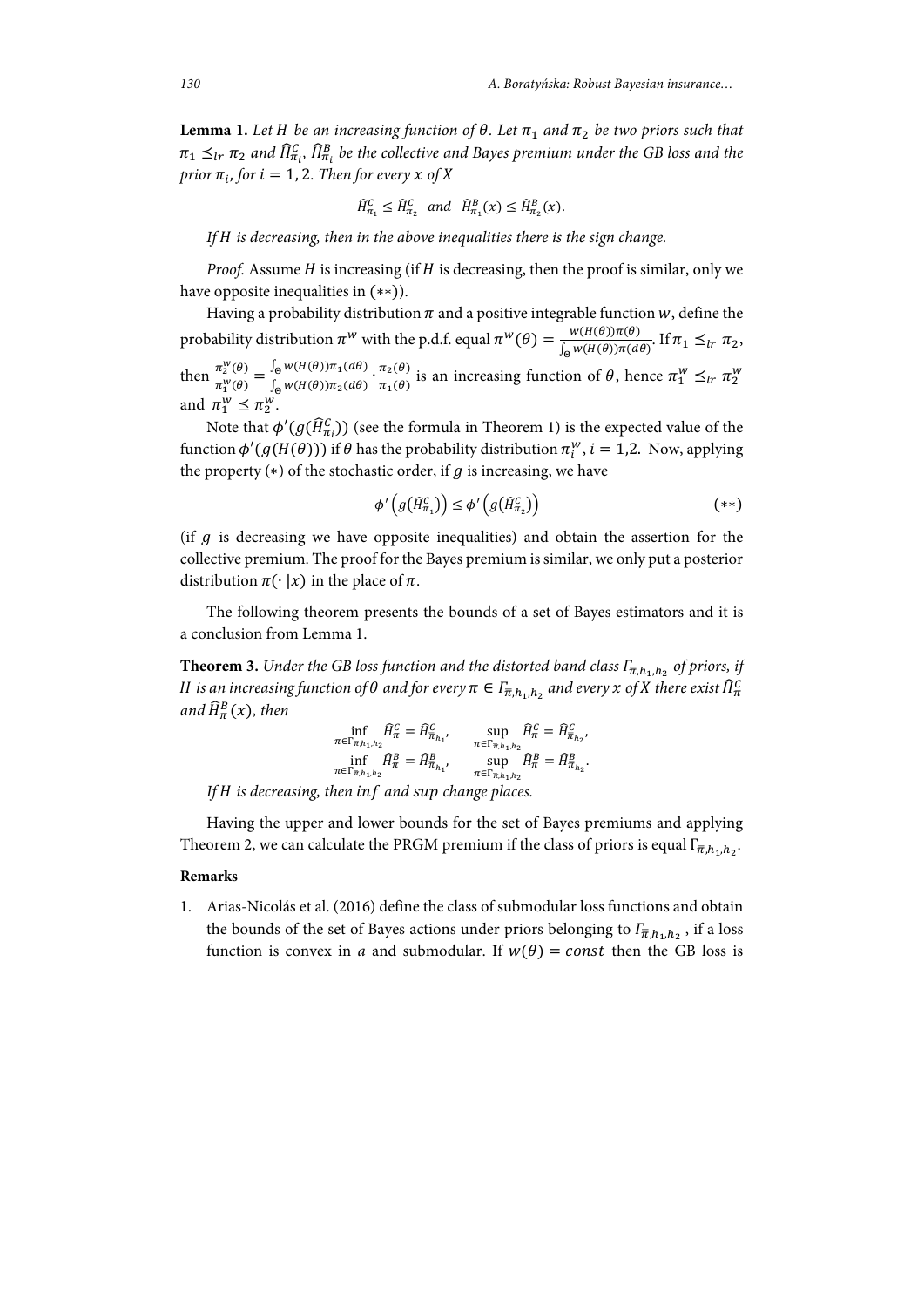**Lemma 1.** *Let $H$ be an increasing function of $\theta$. Let $\pi_1$ and $\pi_2$ be two priors such that $\pi_1 \preceq_{lr} \pi_2$ and $\widehat{H}^C_{\pi_i}$, $\widehat{H}^B_{\pi_i}$ be the collective and Bayes premium under the GB loss and the prior $\pi_i$, for $i = 1, 2$. Then for every $x$ of $X$*

$$\widehat{H}^C_{\pi_1} \leq \widehat{H}^C_{\pi_2} \quad and \quad \widehat{H}^B_{\pi_1}(x) \leq \widehat{H}^B_{\pi_2}(x).$$

*If $H$ is decreasing, then in the above inequalities there is the sign change.*

*Proof.* Assume $H$ is increasing (if $H$ is decreasing, then the proof is similar, only we have opposite inequalities in $(**)$).

Having a probability distribution $\pi$ and a positive integrable function $w$, define the probability distribution $\pi^w$ with the p.d.f. equal $\pi^w(\theta) = \frac{w(H(\theta))\pi(\theta)}{\int_\Theta w(H(\theta))\pi(d\theta)}$. If $\pi_1 \preceq_{lr} \pi_2$, then $\frac{\pi_2^w(\theta)}{\pi_1^w(\theta)} = \frac{\int_\Theta w(H(\theta))\pi_1(d\theta)}{\int_\Theta w(H(\theta))\pi_2(d\theta)} \cdot \frac{\pi_2(\theta)}{\pi_1(\theta)}$ is an increasing function of $\theta$, hence $\pi_1^w \preceq_{lr} \pi_2^w$ and $\pi_1^w \preceq \pi_2^w$.

Note that $\phi'(g(\widehat{H}^C_{\pi_i}))$ (see the formula in Theorem 1) is the expected value of the function $\phi'(g(H(\theta)))$ if $\theta$ has the probability distribution $\pi_i^w$, $i = 1,2$. Now, applying the property $(*)$ of the stochastic order, if $g$ is increasing, we have

$$\phi'\left(g\left(\widehat{H}^C_{\pi_1}\right)\right) \leq \phi'\left(g\left(\widehat{H}^C_{\pi_2}\right)\right) \tag{$**$}$$

(if $g$ is decreasing we have opposite inequalities) and obtain the assertion for the collective premium. The proof for the Bayes premium is similar, we only put a posterior distribution $\pi(\cdot\,|x)$ in the place of $\pi$.

The following theorem presents the bounds of a set of Bayes estimators and it is a conclusion from Lemma 1.

**Theorem 3.** *Under the GB loss function and the distorted band class $\Gamma_{\overline{\pi},h_1,h_2}$ of priors, if $H$ is an increasing function of $\theta$ and for every $\pi \in \Gamma_{\overline{\pi},h_1,h_2}$ and every $x$ of $X$ there exist $\widehat{H}^C_\pi$ and $\widehat{H}^B_\pi(x)$, then*

$$\inf_{\pi \in \Gamma_{\overline{\pi},h_1,h_2}} \widehat{H}^C_\pi = \widehat{H}^C_{\overline{\pi}_{h_1}}, \qquad \sup_{\pi \in \Gamma_{\overline{\pi},h_1,h_2}} \widehat{H}^C_\pi = \widehat{H}^C_{\overline{\pi}_{h_2}},$$
$$\inf_{\pi \in \Gamma_{\overline{\pi},h_1,h_2}} \widehat{H}^B_\pi = \widehat{H}^B_{\overline{\pi}_{h_1}}, \qquad \sup_{\pi \in \Gamma_{\overline{\pi},h_1,h_2}} \widehat{H}^B_\pi = \widehat{H}^B_{\overline{\pi}_{h_2}}.$$

*If $H$ is decreasing, then $\inf$ and $\sup$ change places.*

Having the upper and lower bounds for the set of Bayes premiums and applying Theorem 2, we can calculate the PRGM premium if the class of priors is equal $\Gamma_{\overline{\pi},h_1,h_2}$.

**Remarks**

1. Arias-Nicolás et al. (2016) define the class of submodular loss functions and obtain the bounds of the set of Bayes actions under priors belonging to $\Gamma_{\overline{\pi},h_1,h_2}$, if a loss function is convex in $a$ and submodular. If $w(\theta) = const$ then the GB loss is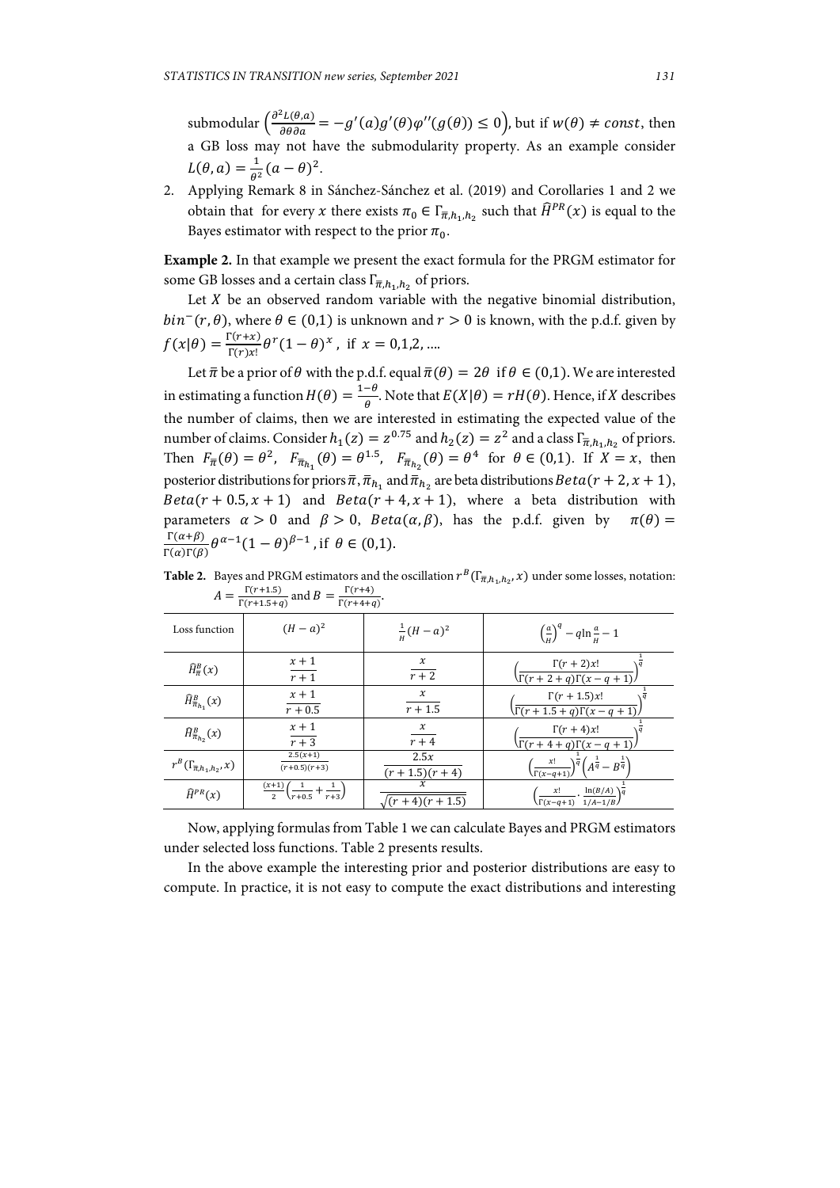submodular $\left(\frac{\partial^2 L(\theta,a)}{\partial\theta\partial a} = -g'(a)g'(\theta)\varphi''(g(\theta)) \le 0\right)$, but if $w(\theta) \neq const$, then a GB loss may not have the submodularity property. As an example consider $L(\theta, a) = \frac{1}{\theta^2}(a-\theta)^2$.

2. Applying Remark 8 in Sánchez-Sánchez et al. (2019) and Corollaries 1 and 2 we obtain that for every $x$ there exists $\pi_0 \in \Gamma_{\bar{\pi},h_1,h_2}$ such that $\widehat{H}^{PR}(x)$ is equal to the Bayes estimator with respect to the prior $\pi_0$.

**Example 2.** In that example we present the exact formula for the PRGM estimator for some GB losses and a certain class $\Gamma_{\bar{\pi},h_1,h_2}$ of priors.

Let $X$ be an observed random variable with the negative binomial distribution, $bin^-(r,\theta)$, where $\theta \in (0,1)$ is unknown and $r > 0$ is known, with the p.d.f. given by $f(x|\theta) = \frac{\Gamma(r+x)}{\Gamma(r)x!}\theta^r(1-\theta)^x$, if $x = 0,1,2,\ldots$.

Let $\bar{\pi}$ be a prior of $\theta$ with the p.d.f. equal $\bar{\pi}(\theta) = 2\theta$ if $\theta \in (0,1)$. We are interested in estimating a function $H(\theta) = \frac{1-\theta}{\theta}$. Note that $E(X|\theta) = rH(\theta)$. Hence, if $X$ describes the number of claims, then we are interested in estimating the expected value of the number of claims. Consider $h_1(z) = z^{0.75}$ and $h_2(z) = z^2$ and a class $\Gamma_{\bar{\pi},h_1,h_2}$ of priors. Then $F_{\bar{\pi}}(\theta) = \theta^2$, $F_{\bar{\pi}_{h_1}}(\theta) = \theta^{1.5}$, $F_{\bar{\pi}_{h_2}}(\theta) = \theta^4$ for $\theta \in (0,1)$. If $X = x$, then posterior distributions for priors $\bar{\pi}, \bar{\pi}_{h_1}$ and $\bar{\pi}_{h_2}$ are beta distributions $Beta(r+2, x+1)$, $Beta(r+0.5, x+1)$ and $Beta(r+4, x+1)$, where a beta distribution with parameters $\alpha > 0$ and $\beta > 0$, $Beta(\alpha,\beta)$, has the p.d.f. given by $\pi(\theta) = \frac{\Gamma(\alpha+\beta)}{\Gamma(\alpha)\Gamma(\beta)}\theta^{\alpha-1}(1-\theta)^{\beta-1}$, if $\theta \in (0,1)$.

**Table 2.** Bayes and PRGM estimators and the oscillation $r^B(\Gamma_{\bar{\pi},h_1,h_2}, x)$ under some losses, notation: $A = \frac{\Gamma(r+1.5)}{\Gamma(r+1.5+q)}$ and $B = \frac{\Gamma(r+4)}{\Gamma(r+4+q)}$.

| Loss function | $(H-a)^2$ | $\frac{1}{H}(H-a)^2$ | $\left(\frac{a}{H}\right)^q - q\ln\frac{a}{H} - 1$ |
|---|---|---|---|
| $\widehat{H}^B_{\bar{\pi}}(x)$ | $\frac{x+1}{r+1}$ | $\frac{x}{r+2}$ | $\left(\frac{\Gamma(r+2)x!}{\Gamma(r+2+q)\Gamma(x-q+1)}\right)^{\frac{1}{q}}$ |
| $\widehat{H}^B_{\bar{\pi}_{h_1}}(x)$ | $\frac{x+1}{r+0.5}$ | $\frac{x}{r+1.5}$ | $\left(\frac{\Gamma(r+1.5)x!}{\Gamma(r+1.5+q)\Gamma(x-q+1)}\right)^{\frac{1}{q}}$ |
| $\widehat{H}^B_{\bar{\pi}_{h_2}}(x)$ | $\frac{x+1}{r+3}$ | $\frac{x}{r+4}$ | $\left(\frac{\Gamma(r+4)x!}{\Gamma(r+4+q)\Gamma(x-q+1)}\right)^{\frac{1}{q}}$ |
| $r^B(\Gamma_{\bar{\pi},h_1,h_2}, x)$ | $\frac{2.5(x+1)}{(r+0.5)(r+3)}$ | $\frac{2.5x}{(r+1.5)(r+4)}$ | $\left(\frac{x!}{\Gamma(x-q+1)}\right)^{\frac{1}{q}}\left(A^{\frac{1}{q}} - B^{\frac{1}{q}}\right)$ |
| $\widehat{H}^{PR}(x)$ | $\frac{(x+1)}{2}\left(\frac{1}{r+0.5} + \frac{1}{r+3}\right)$ | $\frac{x}{\sqrt{(r+4)(r+1.5)}}$ | $\left(\frac{x!}{\Gamma(x-q+1)} \cdot \frac{\ln(B/A)}{1/A - 1/B}\right)^{\frac{1}{q}}$ |

Now, applying formulas from Table 1 we can calculate Bayes and PRGM estimators under selected loss functions. Table 2 presents results.

In the above example the interesting prior and posterior distributions are easy to compute. In practice, it is not easy to compute the exact distributions and interesting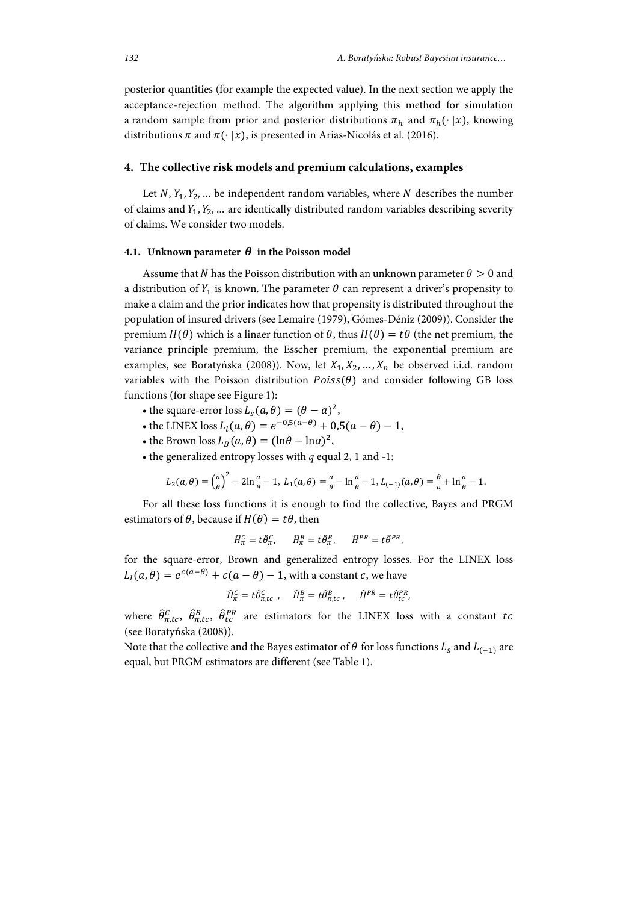posterior quantities (for example the expected value). In the next section we apply the acceptance-rejection method. The algorithm applying this method for simulation a random sample from prior and posterior distributions $\pi_h$ and $\pi_h(\cdot\,|x)$, knowing distributions $\pi$ and $\pi(\cdot\,|x)$, is presented in Arias-Nicolás et al. (2016).

## 4. The collective risk models and premium calculations, examples

Let $N, Y_1, Y_2, \ldots$ be independent random variables, where $N$ describes the number of claims and $Y_1, Y_2, \ldots$ are identically distributed random variables describing severity of claims. We consider two models.

### 4.1. Unknown parameter $\theta$ in the Poisson model

Assume that $N$ has the Poisson distribution with an unknown parameter $\theta > 0$ and a distribution of $Y_1$ is known. The parameter $\theta$ can represent a driver's propensity to make a claim and the prior indicates how that propensity is distributed throughout the population of insured drivers (see Lemaire (1979), Gómes-Déniz (2009)). Consider the premium $H(\theta)$ which is a linaer function of $\theta$, thus $H(\theta) = t\theta$ (the net premium, the variance principle premium, the Esscher premium, the exponential premium are examples, see Boratyńska (2008)). Now, let $X_1, X_2, \ldots, X_n$ be observed i.i.d. random variables with the Poisson distribution $Poiss(\theta)$ and consider following GB loss functions (for shape see Figure 1):

- the square-error loss $L_s(a, \theta) = (\theta - a)^2$,
- the LINEX loss $L_l(a, \theta) = e^{-0,5(a-\theta)} + 0,5(a - \theta) - 1$,
- the Brown loss $L_B(a, \theta) = (\ln\theta - \ln a)^2$,
- the generalized entropy losses with $q$ equal 2, 1 and -1:

$$L_2(a, \theta) = \left(\frac{a}{\theta}\right)^2 - 2\ln\frac{a}{\theta} - 1,\ L_1(a, \theta) = \frac{a}{\theta} - \ln\frac{a}{\theta} - 1,\ L_{(-1)}(a, \theta) = \frac{\theta}{a} + \ln\frac{a}{\theta} - 1.$$

For all these loss functions it is enough to find the collective, Bayes and PRGM estimators of $\theta$, because if $H(\theta) = t\theta$, then

$$\hat{H}_\pi^C = t\hat{\theta}_\pi^C, \qquad \hat{H}_\pi^B = t\hat{\theta}_\pi^B, \qquad \hat{H}^{PR} = t\hat{\theta}^{PR},$$

for the square-error, Brown and generalized entropy losses. For the LINEX loss $L_l(a, \theta) = e^{c(a-\theta)} + c(a - \theta) - 1$, with a constant $c$, we have

$$\hat{H}_\pi^C = t\hat{\theta}_{\pi,tc}^C\ , \quad \hat{H}_\pi^B = t\hat{\theta}_{\pi,tc}^B\ , \quad \hat{H}^{PR} = t\hat{\theta}_{tc}^{PR},$$

where $\hat{\theta}_{\pi,tc}^C$, $\hat{\theta}_{\pi,tc}^B$, $\hat{\theta}_{tc}^{PR}$ are estimators for the LINEX loss with a constant $tc$ (see Boratyńska (2008)).

Note that the collective and the Bayes estimator of $\theta$ for loss functions $L_s$ and $L_{(-1)}$ are equal, but PRGM estimators are different (see Table 1).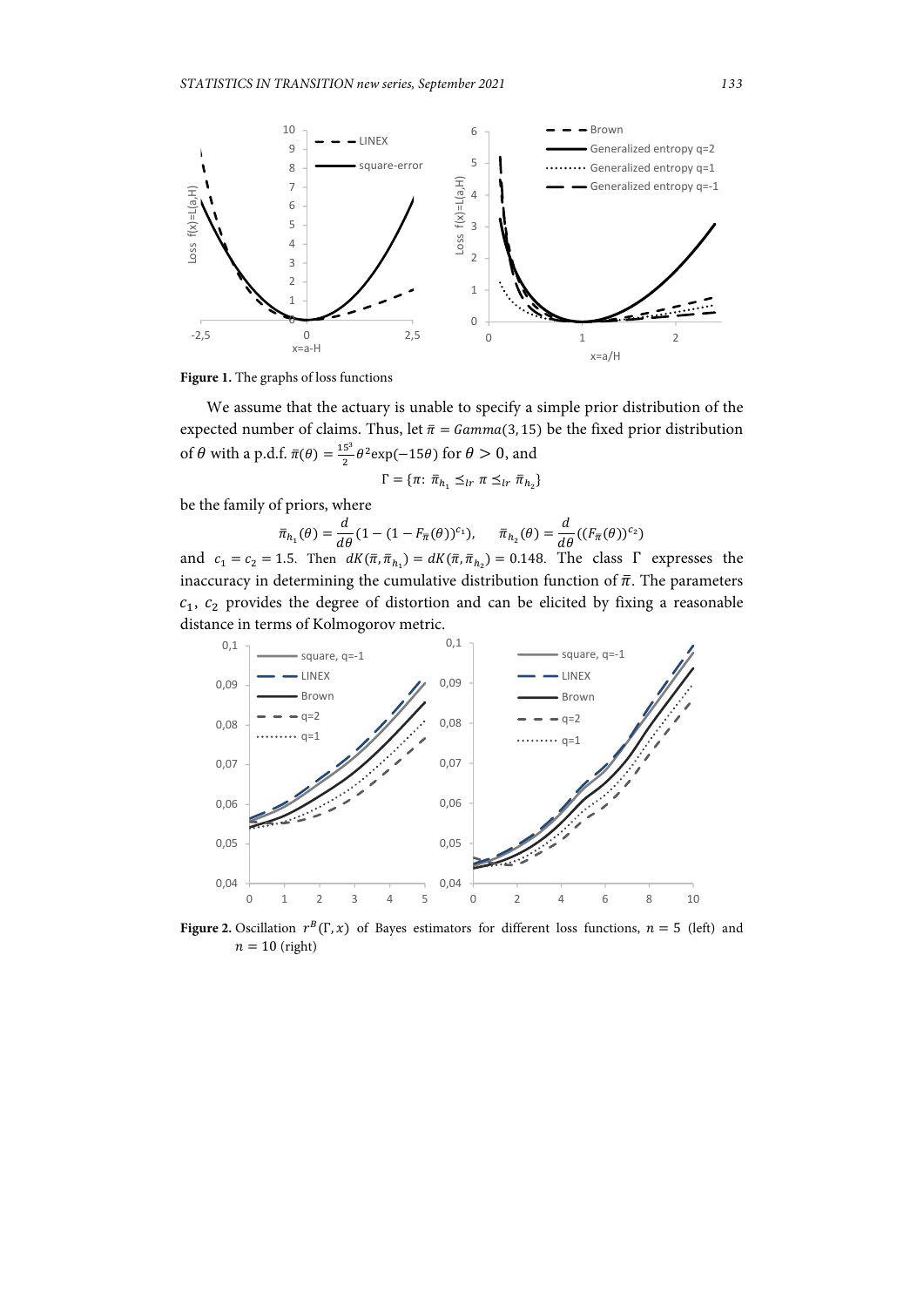**Figure 1.** The graphs of loss functions

We assume that the actuary is unable to specify a simple prior distribution of the expected number of claims. Thus, let $\bar{\pi} = Gamma(3, 15)$ be the fixed prior distribution of $\theta$ with a p.d.f. $\bar{\pi}(\theta) = \frac{15^3}{2}\theta^2\exp(-15\theta)$ for $\theta > 0$, and

$$\Gamma = \{\pi\colon \bar{\pi}_{h_1} \preceq_{lr} \pi \preceq_{lr} \bar{\pi}_{h_2}\}$$

be the family of priors, where

$$\bar{\pi}_{h_1}(\theta) = \frac{d}{d\theta}(1 - (1 - F_{\bar{\pi}}(\theta))^{c_1}), \qquad \bar{\pi}_{h_2}(\theta) = \frac{d}{d\theta}((F_{\bar{\pi}}(\theta))^{c_2})$$

and $c_1 = c_2 = 1.5$. Then $dK(\bar{\pi}, \bar{\pi}_{h_1}) = dK(\bar{\pi}, \bar{\pi}_{h_2}) = 0.148$. The class $\Gamma$ expresses the inaccuracy in determining the cumulative distribution function of $\bar{\pi}$. The parameters $c_1$, $c_2$ provides the degree of distortion and can be elicited by fixing a reasonable distance in terms of Kolmogorov metric.

**Figure 2.** Oscillation $r^B(\Gamma, x)$ of Bayes estimators for different loss functions, $n = 5$ (left) and $n = 10$ (right)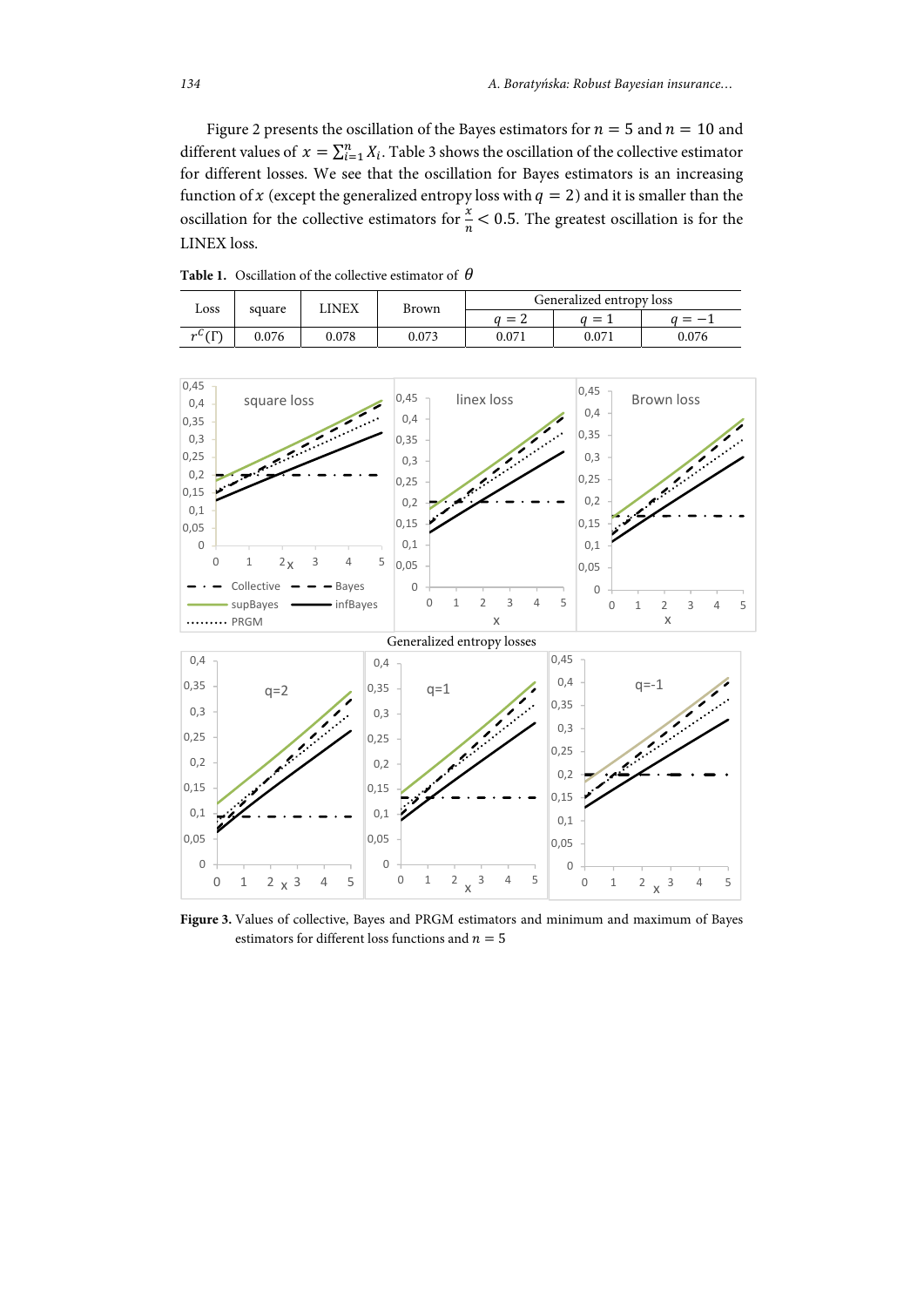Figure 2 presents the oscillation of the Bayes estimators for $n = 5$ and $n = 10$ and different values of $x = \sum_{i=1}^{n} X_i$. Table 3 shows the oscillation of the collective estimator for different losses. We see that the oscillation for Bayes estimators is an increasing function of $x$ (except the generalized entropy loss with $q = 2$) and it is smaller than the oscillation for the collective estimators for $\frac{x}{n} < 0.5$. The greatest oscillation is for the LINEX loss.

**Table 1.** Oscillation of the collective estimator of $\theta$

| Loss | square | LINEX | Brown | Generalized entropy loss | | |
|---|---|---|---|---|---|---|
| | | | | $q = 2$ | $q = 1$ | $q = -1$ |
| $r^C(\Gamma)$ | 0.076 | 0.078 | 0.073 | 0.071 | 0.071 | 0.076 |

**Figure 3.** Values of collective, Bayes and PRGM estimators and minimum and maximum of Bayes estimators for different loss functions and $n = 5$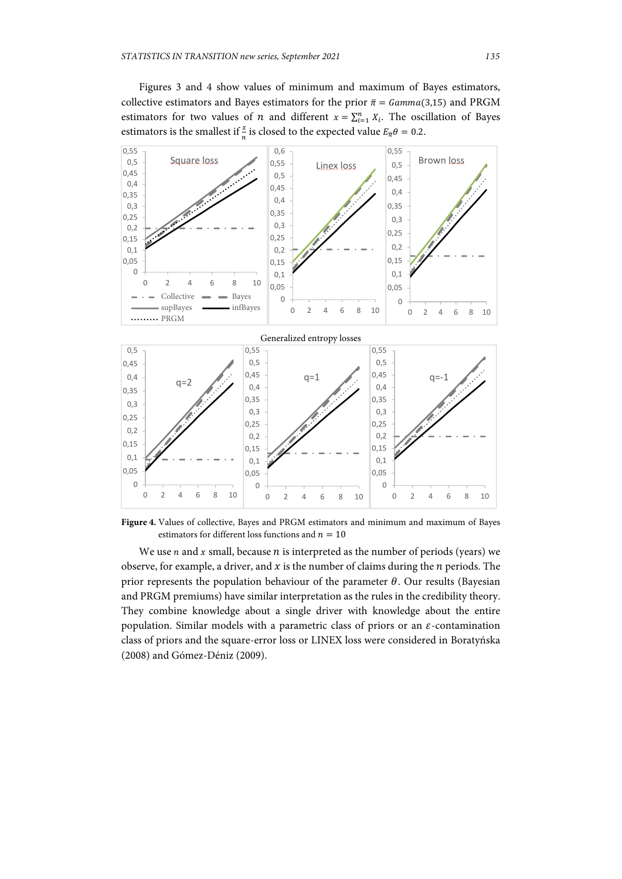Figures 3 and 4 show values of minimum and maximum of Bayes estimators, collective estimators and Bayes estimators for the prior $\bar{\pi} = Gamma(3{,}15)$ and PRGM estimators for two values of $n$ and different $x = \sum_{i=1}^{n} X_i$. The oscillation of Bayes estimators is the smallest if $\frac{x}{n}$ is closed to the expected value $E_{\bar{\pi}}\theta = 0.2$.

**Figure 4.** Values of collective, Bayes and PRGM estimators and minimum and maximum of Bayes estimators for different loss functions and $n = 10$

We use $n$ and $x$ small, because $n$ is interpreted as the number of periods (years) we observe, for example, a driver, and $x$ is the number of claims during the $n$ periods. The prior represents the population behaviour of the parameter $\theta$. Our results (Bayesian and PRGM premiums) have similar interpretation as the rules in the credibility theory. They combine knowledge about a single driver with knowledge about the entire population. Similar models with a parametric class of priors or an $\varepsilon$-contamination class of priors and the square-error loss or LINEX loss were considered in Boratyńska (2008) and Gómez-Déniz (2009).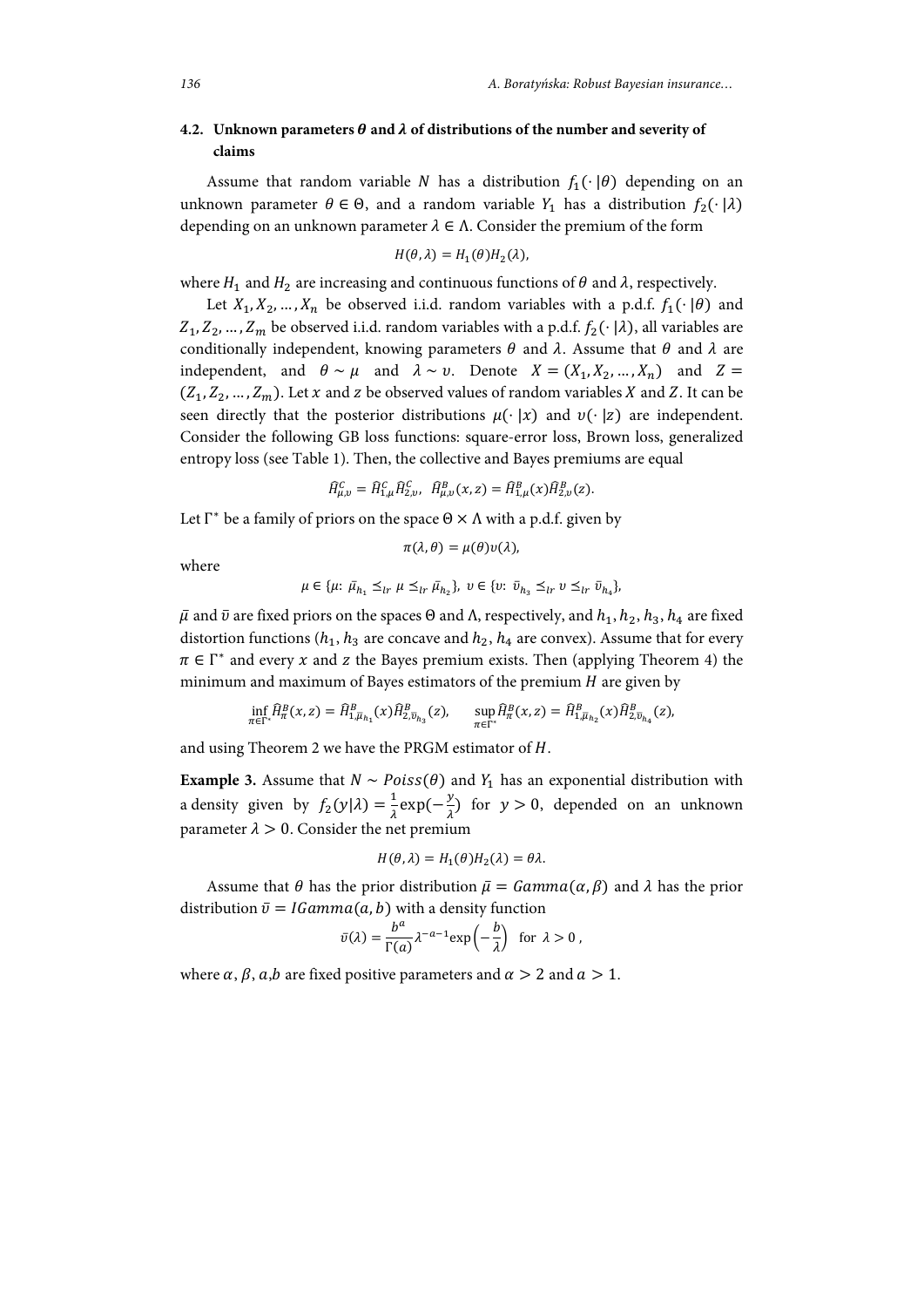### 4.2. Unknown parameters $\theta$ and $\lambda$ of distributions of the number and severity of claims

Assume that random variable $N$ has a distribution $f_1(\cdot|\theta)$ depending on an unknown parameter $\theta \in \Theta$, and a random variable $Y_1$ has a distribution $f_2(\cdot|\lambda)$ depending on an unknown parameter $\lambda \in \Lambda$. Consider the premium of the form

$$H(\theta, \lambda) = H_1(\theta)H_2(\lambda),$$

where $H_1$ and $H_2$ are increasing and continuous functions of $\theta$ and $\lambda$, respectively.

Let $X_1, X_2, \dots, X_n$ be observed i.i.d. random variables with a p.d.f. $f_1(\cdot|\theta)$ and $Z_1, Z_2, \dots, Z_m$ be observed i.i.d. random variables with a p.d.f. $f_2(\cdot|\lambda)$, all variables are conditionally independent, knowing parameters $\theta$ and $\lambda$. Assume that $\theta$ and $\lambda$ are independent, and $\theta \sim \mu$ and $\lambda \sim \upsilon$. Denote $X = (X_1, X_2, \dots, X_n)$ and $Z = (Z_1, Z_2, \dots, Z_m)$. Let $x$ and $z$ be observed values of random variables $X$ and $Z$. It can be seen directly that the posterior distributions $\mu(\cdot|x)$ and $\upsilon(\cdot|z)$ are independent. Consider the following GB loss functions: square-error loss, Brown loss, generalized entropy loss (see Table 1). Then, the collective and Bayes premiums are equal

$$\widehat{H}^C_{\mu,\upsilon} = \widehat{H}^C_{1,\mu}\widehat{H}^C_{2,\upsilon}, \quad \widehat{H}^B_{\mu,\upsilon}(x,z) = \widehat{H}^B_{1,\mu}(x)\widehat{H}^B_{2,\upsilon}(z).$$

Let $\Gamma^*$ be a family of priors on the space $\Theta \times \Lambda$ with a p.d.f. given by

$$\pi(\lambda, \theta) = \mu(\theta)\upsilon(\lambda),$$

where

$$\mu \in \{\mu\colon \bar{\mu}_{h_1} \preceq_{lr} \mu \preceq_{lr} \bar{\mu}_{h_2}\}, \; \upsilon \in \{\upsilon\colon \bar{\upsilon}_{h_3} \preceq_{lr} \upsilon \preceq_{lr} \bar{\upsilon}_{h_4}\},$$

$\bar{\mu}$ and $\bar{\upsilon}$ are fixed priors on the spaces $\Theta$ and $\Lambda$, respectively, and $h_1, h_2, h_3, h_4$ are fixed distortion functions ($h_1, h_3$ are concave and $h_2, h_4$ are convex). Assume that for every $\pi \in \Gamma^*$ and every $x$ and $z$ the Bayes premium exists. Then (applying Theorem 4) the minimum and maximum of Bayes estimators of the premium $H$ are given by

$$\inf_{\pi \in \Gamma^*} \widehat{H}^B_\pi(x,z) = \widehat{H}^B_{1,\bar{\mu}_{h_1}}(x)\widehat{H}^B_{2,\bar{\upsilon}_{h_3}}(z), \qquad \sup_{\pi \in \Gamma^*} \widehat{H}^B_\pi(x,z) = \widehat{H}^B_{1,\bar{\mu}_{h_2}}(x)\widehat{H}^B_{2,\bar{\upsilon}_{h_4}}(z),$$

and using Theorem 2 we have the PRGM estimator of $H$.

**Example 3.** Assume that $N \sim Poiss(\theta)$ and $Y_1$ has an exponential distribution with a density given by $f_2(y|\lambda) = \frac{1}{\lambda}\exp(-\frac{y}{\lambda})$ for $y > 0$, depended on an unknown parameter $\lambda > 0$. Consider the net premium

$$H(\theta, \lambda) = H_1(\theta)H_2(\lambda) = \theta\lambda.$$

Assume that $\theta$ has the prior distribution $\bar{\mu} = Gamma(\alpha, \beta)$ and $\lambda$ has the prior distribution $\bar{\upsilon} = IGamma(a, b)$ with a density function

$$\bar{\upsilon}(\lambda) = \frac{b^a}{\Gamma(a)}\lambda^{-a-1}\exp\left(-\frac{b}{\lambda}\right) \quad \text{for } \lambda > 0,$$

where $\alpha, \beta, a, b$ are fixed positive parameters and $\alpha > 2$ and $a > 1$.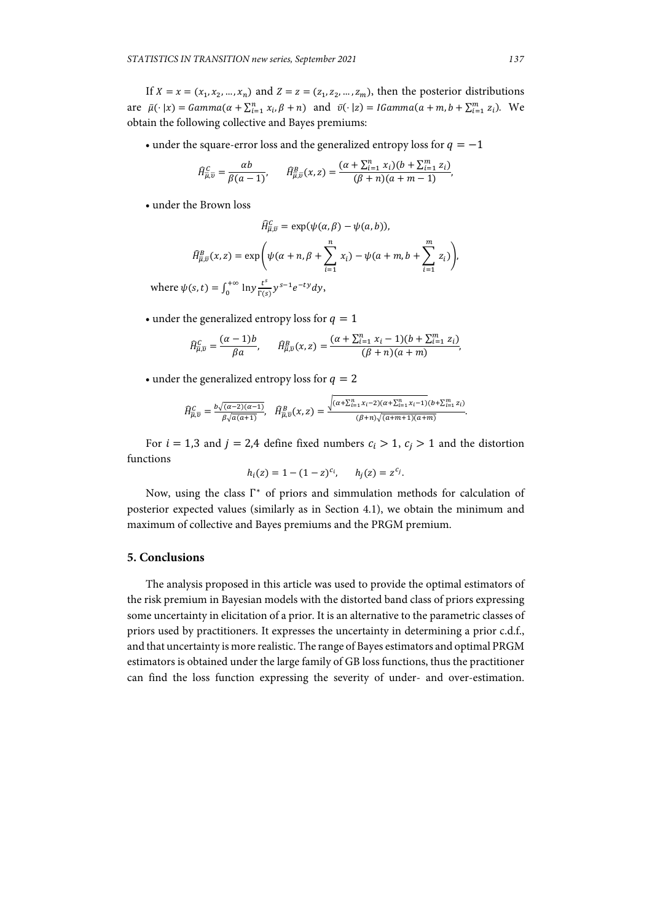If $X = x = (x_1, x_2, \ldots, x_n)$ and $Z = z = (z_1, z_2, \ldots, z_m)$, then the posterior distributions are $\bar{\mu}(\cdot\,|x) = Gamma(\alpha + \sum_{i=1}^{n} x_i, \beta + n)$ and $\bar{v}(\cdot\,|z) = IGamma(a + m, b + \sum_{i=1}^{m} z_i)$. We obtain the following collective and Bayes premiums:

- under the square-error loss and the generalized entropy loss for $q = -1$

$$\hat{H}^{C}_{\bar{\mu},\bar{v}} = \frac{\alpha b}{\beta(a-1)}, \qquad \hat{H}^{B}_{\bar{\mu},\bar{v}}(x,z) = \frac{(\alpha + \sum_{i=1}^{n} x_i)(b + \sum_{i=1}^{m} z_i)}{(\beta + n)(a + m - 1)},$$

- under the Brown loss

$$\hat{H}^{C}_{\bar{\mu},\bar{v}} = \exp(\psi(\alpha, \beta) - \psi(a, b)),$$

$$\hat{H}^{B}_{\bar{\mu},\bar{v}}(x,z) = \exp\left(\psi(\alpha + n, \beta + \sum_{i=1}^{n} x_i) - \psi(a + m, b + \sum_{i=1}^{m} z_i)\right),$$

where $\psi(s,t) = \int_0^{+\infty} \ln y \frac{t^s}{\Gamma(s)} y^{s-1} e^{-ty} dy$,

- under the generalized entropy loss for $q = 1$

$$\hat{H}^{C}_{\bar{\mu},\bar{v}} = \frac{(\alpha - 1)b}{\beta a}, \qquad \hat{H}^{B}_{\bar{\mu},\bar{v}}(x,z) = \frac{(\alpha + \sum_{i=1}^{n} x_i - 1)(b + \sum_{i=1}^{m} z_i)}{(\beta + n)(a + m)},$$

- under the generalized entropy loss for $q = 2$

$$\hat{H}^{C}_{\bar{\mu},\bar{v}} = \frac{b\sqrt{(\alpha-2)(\alpha-1)}}{\beta\sqrt{a(a+1)}}, \quad \hat{H}^{B}_{\bar{\mu},\bar{v}}(x,z) = \frac{\sqrt{(\alpha + \sum_{i=1}^{n} x_i - 2)(\alpha + \sum_{i=1}^{n} x_i - 1)}(b + \sum_{i=1}^{m} z_i)}{(\beta + n)\sqrt{(a + m + 1)(a + m)}}.$$

For $i = 1{,}3$ and $j = 2{,}4$ define fixed numbers $c_i > 1$, $c_j > 1$ and the distortion functions

$$h_i(z) = 1 - (1 - z)^{c_i}, \qquad h_j(z) = z^{c_j}.$$

Now, using the class $\Gamma^*$ of priors and simmulation methods for calculation of posterior expected values (similarly as in Section 4.1), we obtain the minimum and maximum of collective and Bayes premiums and the PRGM premium.

## 5. Conclusions

The analysis proposed in this article was used to provide the optimal estimators of the risk premium in Bayesian models with the distorted band class of priors expressing some uncertainty in elicitation of a prior. It is an alternative to the parametric classes of priors used by practitioners. It expresses the uncertainty in determining a prior c.d.f., and that uncertainty is more realistic. The range of Bayes estimators and optimal PRGM estimators is obtained under the large family of GB loss functions, thus the practitioner can find the loss function expressing the severity of under- and over-estimation.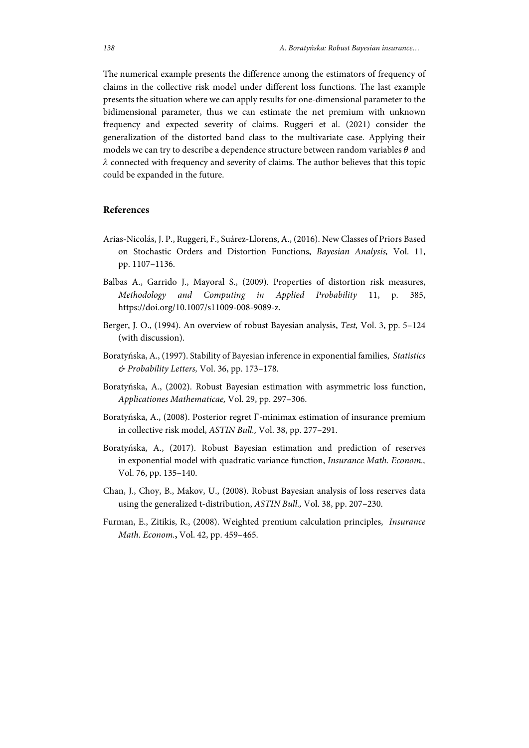The numerical example presents the difference among the estimators of frequency of claims in the collective risk model under different loss functions. The last example presents the situation where we can apply results for one-dimensional parameter to the bidimensional parameter, thus we can estimate the net premium with unknown frequency and expected severity of claims. Ruggeri et al. (2021) consider the generalization of the distorted band class to the multivariate case. Applying their models we can try to describe a dependence structure between random variables $\theta$ and $\lambda$ connected with frequency and severity of claims. The author believes that this topic could be expanded in the future.

## References

Arias-Nicolás, J. P., Ruggeri, F., Suárez-Llorens, A., (2016). New Classes of Priors Based on Stochastic Orders and Distortion Functions, *Bayesian Analysis,* Vol. 11, pp. 1107–1136.

Balbas A., Garrido J., Mayoral S., (2009). Properties of distortion risk measures, *Methodology and Computing in Applied Probability* 11, p. 385, https://doi.org/10.1007/s11009-008-9089-z.

Berger, J. O., (1994). An overview of robust Bayesian analysis, *Test,* Vol. 3, pp. 5–124 (with discussion).

Boratyńska, A., (1997). Stability of Bayesian inference in exponential families, *Statistics & Probability Letters,* Vol. 36, pp. 173–178.

Boratyńska, A., (2002). Robust Bayesian estimation with asymmetric loss function, *Applicationes Mathematicae,* Vol. 29, pp. 297–306.

Boratyńska, A., (2008). Posterior regret Γ-minimax estimation of insurance premium in collective risk model, *ASTIN Bull.,* Vol. 38, pp. 277–291.

Boratyńska, A., (2017). Robust Bayesian estimation and prediction of reserves in exponential model with quadratic variance function, *Insurance Math. Econom.,* Vol. 76, pp. 135–140.

Chan, J., Choy, B., Makov, U., (2008). Robust Bayesian analysis of loss reserves data using the generalized t-distribution, *ASTIN Bull.,* Vol. 38, pp. 207–230.

Furman, E., Zitikis, R., (2008). Weighted premium calculation principles, *Insurance Math. Econom.***,** Vol. 42, pp. 459–465.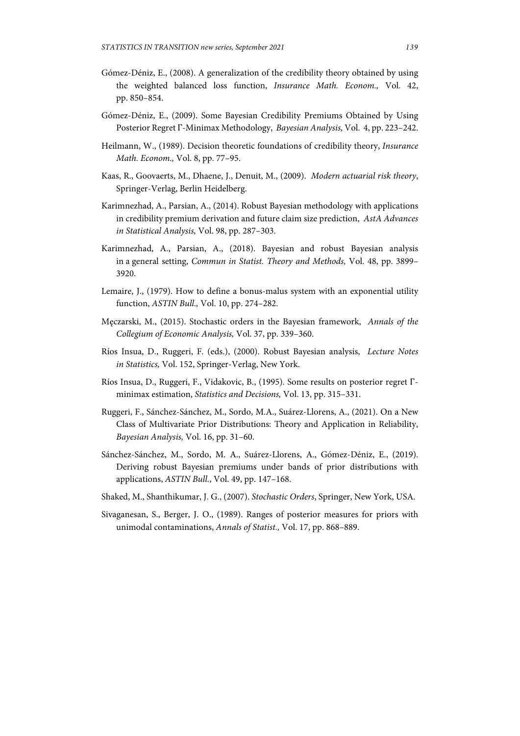Gómez-Déniz, E., (2008). A generalization of the credibility theory obtained by using the weighted balanced loss function, *Insurance Math. Econom.,* Vol. 42, pp. 850–854.

Gómez-Déniz, E., (2009). Some Bayesian Credibility Premiums Obtained by Using Posterior Regret Γ-Minimax Methodology, *Bayesian Analysis,* Vol. 4, pp. 223–242.

Heilmann, W., (1989). Decision theoretic foundations of credibility theory, *Insurance Math. Econom.,* Vol. 8, pp. 77–95.

Kaas, R., Goovaerts, M., Dhaene, J., Denuit, M., (2009). *Modern actuarial risk theory*, Springer-Verlag, Berlin Heidelberg.

Karimnezhad, A., Parsian, A., (2014). Robust Bayesian methodology with applications in credibility premium derivation and future claim size prediction, *AstA Advances in Statistical Analysis,* Vol. 98, pp. 287–303.

Karimnezhad, A., Parsian, A., (2018). Bayesian and robust Bayesian analysis in a general setting, *Commun in Statist. Theory and Methods,* Vol. 48, pp. 3899–3920.

Lemaire, J., (1979). How to define a bonus-malus system with an exponential utility function, *ASTIN Bull.,* Vol. 10, pp. 274–282.

Męczarski, M., (2015). Stochastic orders in the Bayesian framework, *Annals of the Collegium of Economic Analysis,* Vol. 37, pp. 339–360.

Ríos Insua, D., Ruggeri, F. (eds.), (2000). Robust Bayesian analysis, *Lecture Notes in Statistics,* Vol. 152, Springer-Verlag, New York.

Ríos Insua, D., Ruggeri, F., Vidakovic, B., (1995). Some results on posterior regret Γ-minimax estimation, *Statistics and Decisions,* Vol. 13, pp. 315–331.

Ruggeri, F., Sánchez-Sánchez, M., Sordo, M.A., Suárez-Llorens, A., (2021). On a New Class of Multivariate Prior Distributions: Theory and Application in Reliability, *Bayesian Analysis,* Vol. 16, pp. 31–60.

Sánchez-Sánchez, M., Sordo, M. A., Suárez-Llorens, A., Gómez-Déniz, E., (2019). Deriving robust Bayesian premiums under bands of prior distributions with applications, *ASTIN Bull.*, Vol. 49, pp. 147–168.

Shaked, M., Shanthikumar, J. G., (2007). *Stochastic Orders*, Springer, New York, USA.

Sivaganesan, S., Berger, J. O., (1989). Ranges of posterior measures for priors with unimodal contaminations, *Annals of Statist.,* Vol. 17, pp. 868–889.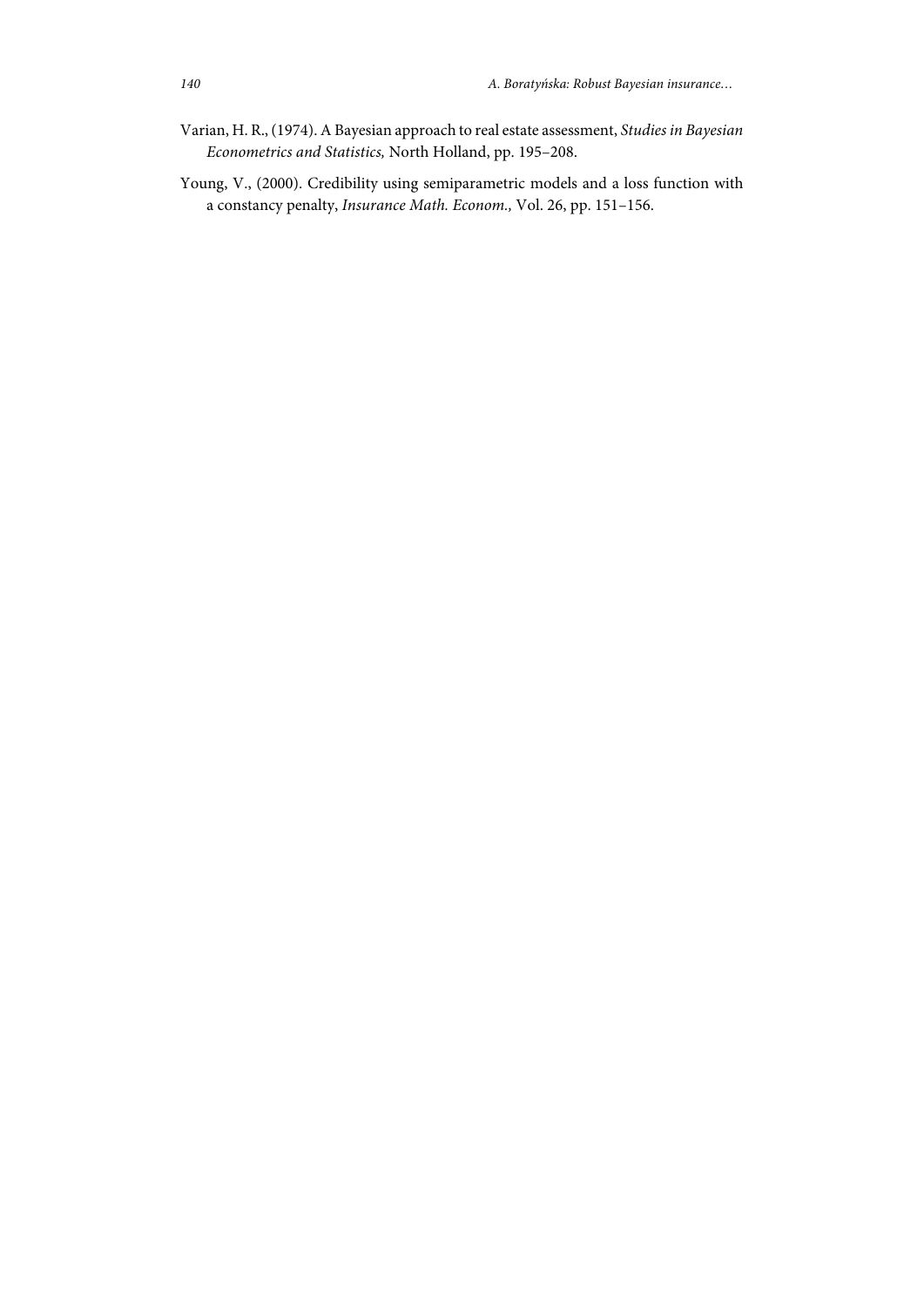Varian, H. R., (1974). A Bayesian approach to real estate assessment, *Studies in Bayesian Econometrics and Statistics,* North Holland, pp. 195–208.

Young, V., (2000). Credibility using semiparametric models and a loss function with a constancy penalty, *Insurance Math. Econom.,* Vol. 26, pp. 151–156.